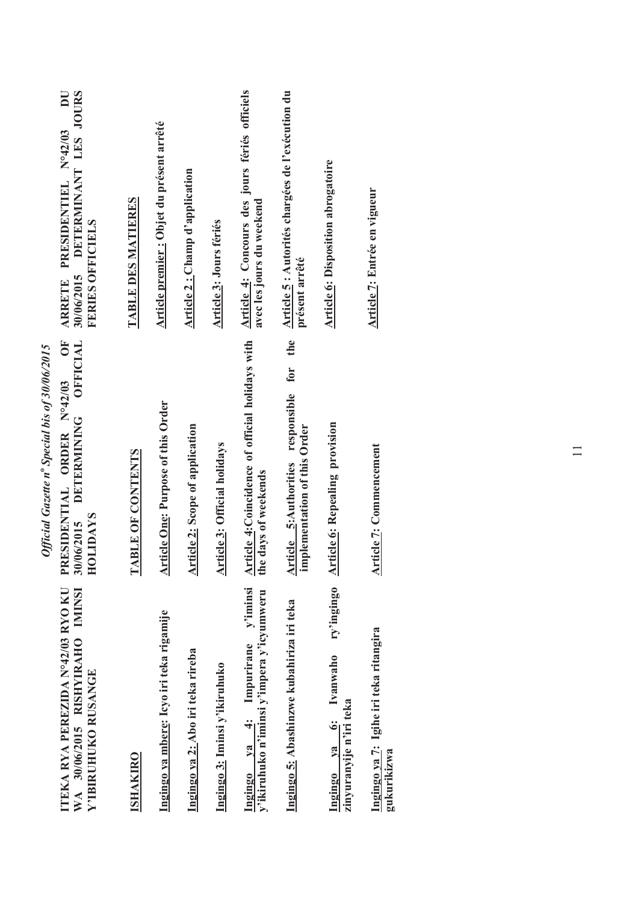**ITEKA RYA PEREZIDA N°42/03 RYO KU WA 30/06/2015 RISHYIRAHO IMINSI Y'IBIRUHUKO RUSANGE**

**ISHAKIRO**

**Ingingo ya mbere: Icyo iri teka rigamije**

**Ingingo ya 2: Abo iri teka rireba**

**Ingingo ya 3: Iminsi y'ikiruhuko**

**Ingingo ya 4: Impurirane y'iminsi y'ikiruhuko n'iminsi y'impera y'icyumweru**

**Ingingo ya 5: Abashinzwe kubahiriza iri teka**

**Ingingo ya 6: Ivanwaho ry'ingingo zinyuranyije n'iri teka**

**Ingingo ya 7: Igihe iri teka ritangira gukurikizwa**

**PRESIDENTIAL ORDER N°42/03 OF 30/06/2015 DETERMINING OFFICIAL HOLIDAYS**

**TABLE OF CONTENTS**

**Article One: Purpose of this Order**

**Article 2: Scope of application**

**Article 3: Official holidays**

**Article 4: Coincidence of official holidays with the days of weekends**

**Article 5: Authorities responsible for the implementation of this Order**

**Article 6: Repealing provision**

**Article 7: Commencement**

**ARRETE PRESIDENTIEL N°42/03 DU 30/06/2015 DETERMINANT LES JOURS FERIES OFFICIELS**

**TABLE DES MATIERES**

**Article premier : Objet du présent arrêté**

**Article 2 : Champ d'application**

**Article 3: Jours fériés**

**Article 4: Concours des jours fériés officiels avec les jours du weekend**

**Article 5 : Autorités chargées de l'exécution du présent arrêté**

**Article 6: Disposition abrogatoire**

**Article 7: Entrée en vigueur**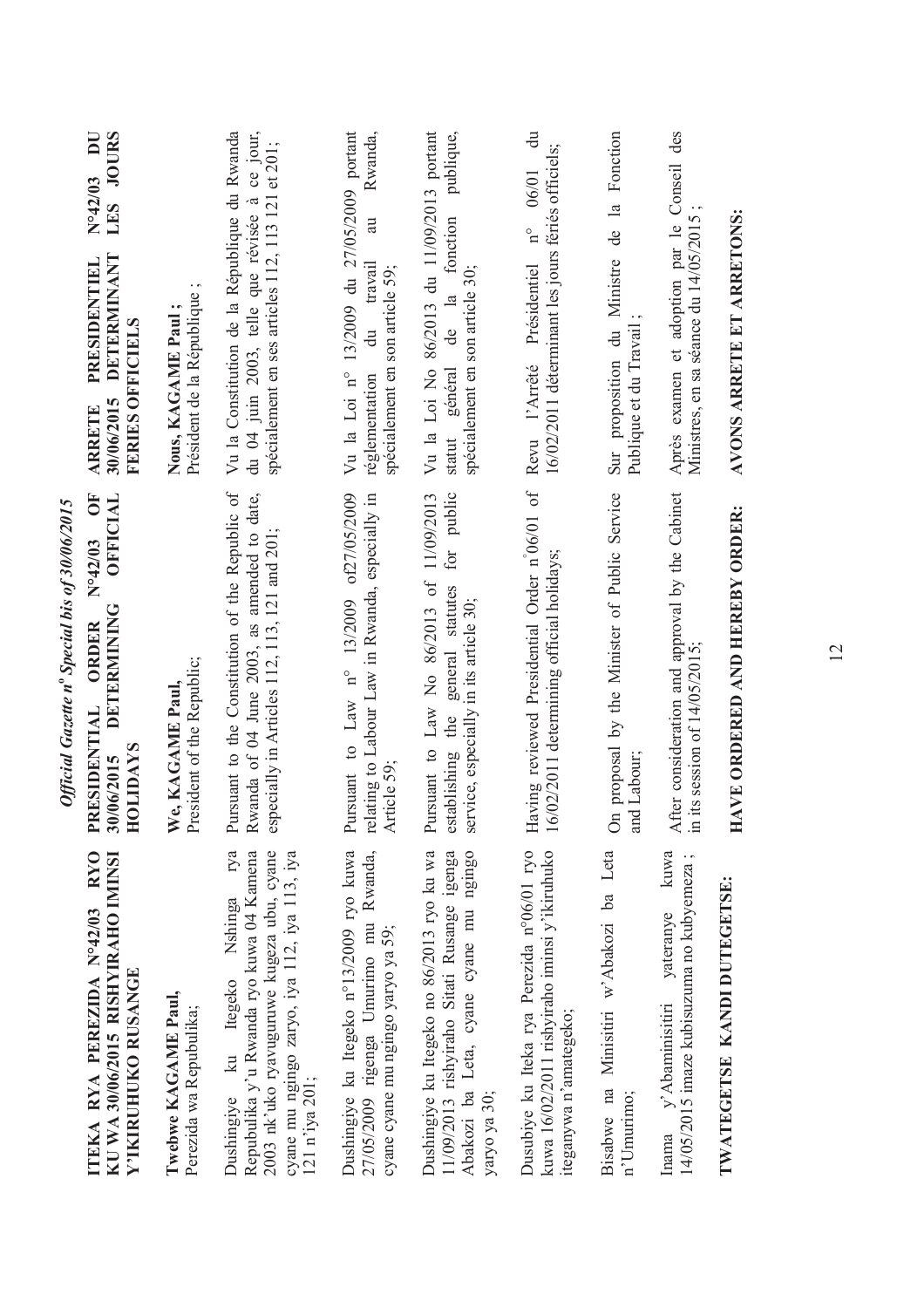**ITEKA RYA PEREZIDA N°42/03 RYO KU WA 30/06/2015 RISHYIRAHO IMINSI Y'IKIRUHUKO RUSANGE**

**Twebwe KAGAME Paul,**
Perezida wa Repubulika;

Dushingiye ku Itegeko Nshinga rya Repubulika y'u Rwanda ryo kuwa 04 Kamena 2003 nk'uko ryavuguruwe kugeza ubu, cyane cyane mu ngingo zaryo, iya 112, iya 113, iya 121 n'iya 201;

Dushingiye ku Itegeko n°13/2009 ryo kuwa 27/05/2009 rigenga Umurimo mu Rwanda, cyane cyane mu ngingo yaryo ya 59;

Dushingiye ku Itegeko no 86/2013 ryo ku wa 11/09/2013 rishyiraho Sitati Rusange igenga Abakozi ba Leta, cyane cyane mu ngingo yaryo ya 30;

Dusubiye ku Iteka rya Perezida n°06/01 ryo kuwa 16/02/2011 rishyiraho iminsi y'ikiruhuko iteganywa n'amategeko;

Bisabwe na Minisitiri w'Abakozi ba Leta n'Umurimo;

Inama y'Abaminisitiri yateranye kuwa 14/05/2015 imaze kubisuzuma no kubyemeza ;

**TWATEGETSE KANDI DUTEGETSE:**

**PRESIDENTIAL ORDER N°42/03 OF 30/06/2015 DETERMINING OFFICIAL HOLIDAYS**

**We, KAGAME Paul,**
President of the Republic;

Pursuant to the Constitution of the Republic of Rwanda of 04 June 2003, as amended to date, especially in Articles 112, 113, 121 and 201;

Pursuant to Law n° 13/2009 of27/05/2009 relating to Labour Law in Rwanda, especially in Article 59;

Pursuant to Law No 86/2013 of 11/09/2013 establishing the general statutes for public service, especially in its article 30;

Having reviewed Presidential Order n°06/01 of 16/02/2011 determining official holidays;

On proposal by the Minister of Public Service and Labour;

After consideration and approval by the Cabinet in its session of 14/05/2015;

**HAVE ORDERED AND HEREBY ORDER:**

**ARRETE PRESIDENTIEL N°42/03 DU 30/06/2015 DETERMINANT LES JOURS FERIES OFFICIELS**

**Nous, KAGAME Paul ;**
Président de la République ;

Vu la Constitution de la République du Rwanda du 04 juin 2003, telle que révisée à ce jour, spécialement en ses articles 112, 113 121 et 201;

Vu la Loi n° 13/2009 du 27/05/2009 portant réglementation du travail au Rwanda, spécialement en son article 59;

Vu la Loi No 86/2013 du 11/09/2013 portant statut général de la fonction publique, spécialement en son article 30;

Revu l'Arrêté Présidentiel n° 06/01 du 16/02/2011 déterminant les jours fériés officiels;

Sur proposition du Ministre de la Fonction Publique et du Travail ;

Après examen et adoption par le Conseil des Ministres, en sa séance du 14/05/2015 ;

**AVONS ARRETE ET ARRETONS:**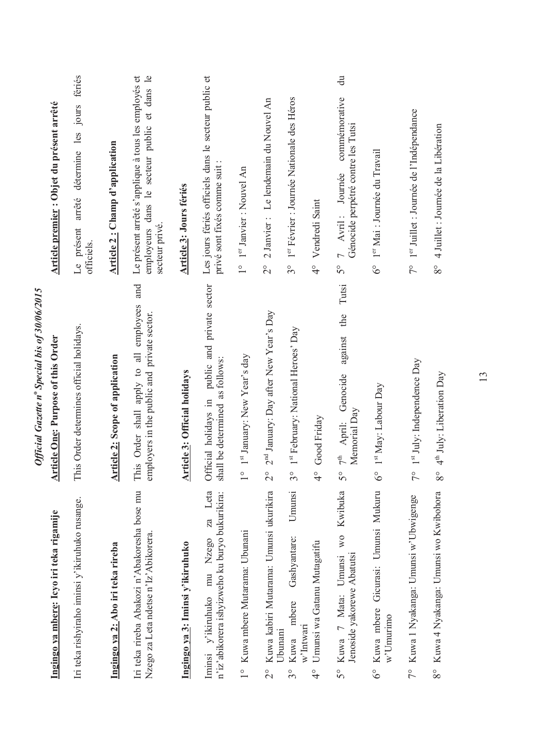**Ingingo ya mbere: Icyo iri teka rigamije**

Iri teka rishyiraho iminsi y'ikiruhuko rusange.

**Ingingo ya 2: Abo iri teka rireba**

Iri teka rireba Abakozi n'Abakoresha bose mu Nzego za Leta ndetse n'Iz'Abikorera.

**Ingingo ya 3: Iminsi y'ikiruhuko**

Iminsi y'ikiruhuko mu Nzego za Leta n'iz'abikorera ishyizweho ku buryo bukurikira:

1° Kuwa mbere Mutarama: Ubunani

2° Kuwa kabiri Mutarama: Umunsi ukurikira Ubunani

3° Kuwa mbere Gashyantare: Umunsi w'Intwari

4° Umunsi wa Gatanu Mutagatifu

5° Kuwa 7 Mata: Umunsi wo Kwibuka Jenoside yakorewe Abatutsi

6° Kuwa mbere Gicurasi: Umunsi Mukuru w'Umurimo

7° Kuwa 1 Nyakanga: Umunsi w'Ubwigenge

8° Kuwa 4 Nyakanga: Umunsi wo Kwibohora

**Article One: Purpose of this Order**

This Order determines official holidays.

**Article 2: Scope of application**

This Order shall apply to all employees and employers in the public and private sector.

**Article 3: Official holidays**

Official holidays in public and private sector shall be determined as follows:

1° 1st January: New Year's day

2° 2nd January: Day after New Year's Day

3° 1st February: National Heroes' Day

4° Good Friday

5° 7th April: Genocide against the Tutsi Memorial Day

6° 1st May: Labour Day

7° 1st July: Independence Day

8° 4th July: Liberation Day

**Article premier : Objet du présent arrêté**

Le présent arrêté détermine les jours fériés officiels.

**Article 2 : Champ d'application**

Le présent arrêté s'applique à tous les employés et employeurs dans le secteur public et dans le secteur privé.

**Article 3: Jours fériés**

Les jours fériés officiels dans le secteur public et privé sont fixés comme suit :

1° 1er Janvier : Nouvel An

2° 2 Janvier : Le lendemain du Nouvel An

3° 1er Février : Journée Nationale des Héros

4° Vendredi Saint

5° 7 Avril : Journée commémorative du Génocide perpétré contre les Tutsi

6° 1er Mai : Journée du Travail

7° 1er Juillet : Journée de l'Indépendance

8° 4 Juillet : Journée de la Libération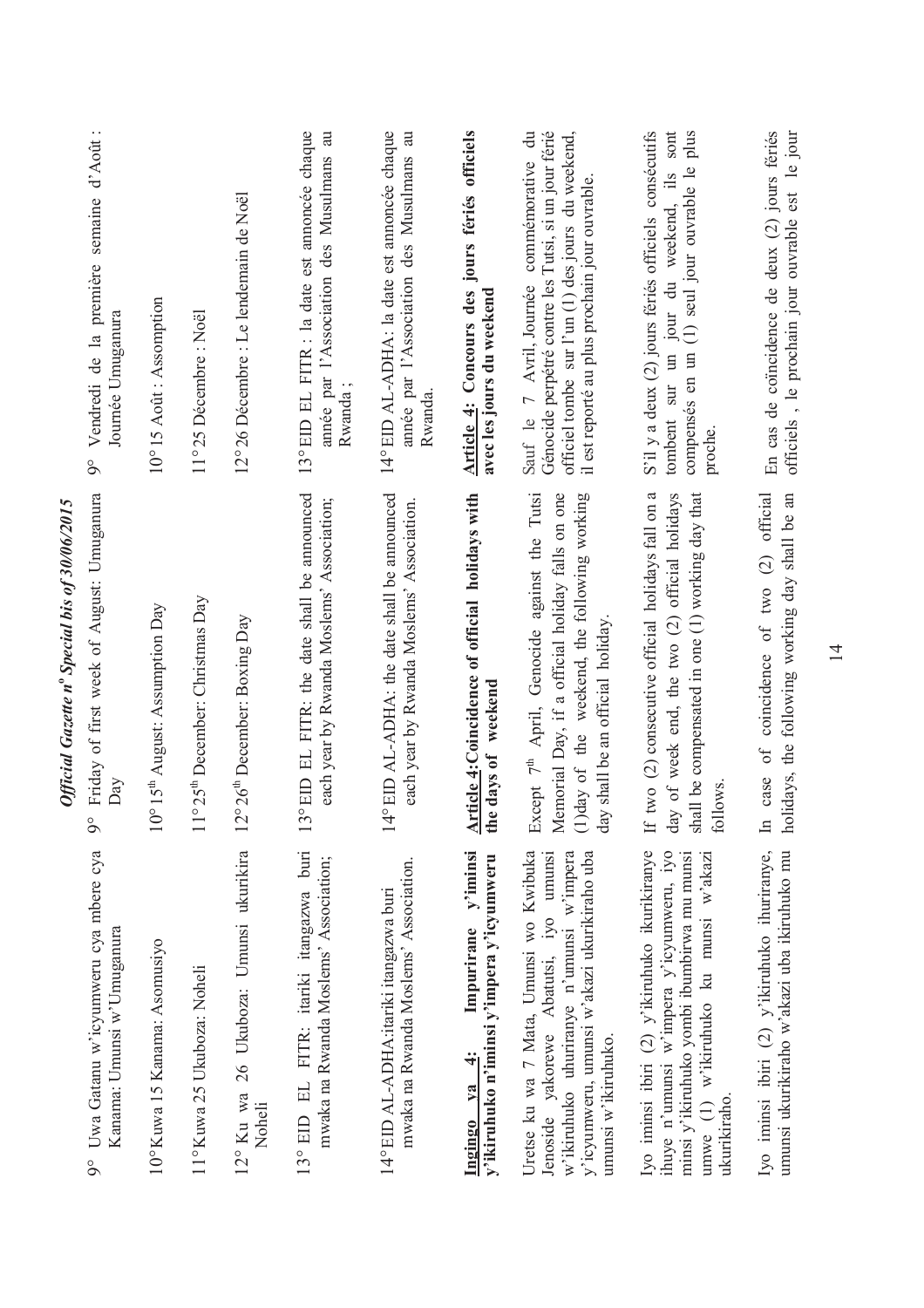9° Uwa Gatanu w'icyumweru cya mbere cya Kanama: Umunsi w'Umuganura

10° Kuwa 15 Kanama: Asomusiyo

11° Kuwa 25 Ukuboza: Noheli

12° Ku wa 26 Ukuboza: Umunsi ukurikira Noheli

13° EID EL FITR: itariki itangazwa buri mwaka na Rwanda Moslems' Association;

14° EID AL-ADHA: itariki itangazwa buri mwaka na Rwanda Moslems' Association.

**Ingingo ya 4: Impurirane y'iminsi y'ikiruhuko n'iminsi y'impera y'icyumweru**

Uretse ku wa 7 Mata, Umunsi wo Kwibuka Jenoside yakorewe Abatutsi, iyo umunsi w'ikiruhuko uhuriranye n'umunsi w'impera y'icyumweru, umunsi w'akazi ukurikiraho uba umunsi w'ikiruhuko.

Iyo iminsi ibiri (2) y'ikiruhuko ikurikiranye ihuye n'umunsi w'impera y'icyumweru, iyo minsi y'ikiruhuko yombi ibumbirwa mu munsi umwe (1) w'ikiruhuko ku munsi w'akazi ukurikiraho.

Iyo iminsi ibiri (2) y'ikiruhuko ihuriranye, umunsi ukurikiraho w'akazi uba ikiruhuko mu

9° Friday of first week of August: Umuganura Day

10° 15th August: Assumption Day

11° 25th December: Christmas Day

12° 26th December: Boxing Day

13° EID EL FITR: the date shall be announced each year by Rwanda Moslems' Association;

14° EID AL-ADHA: the date shall be announced each year by Rwanda Moslems' Association.

**Article 4: Coincidence of official holidays with the days of weekend**

Except 7th April, Genocide against the Tutsi Memorial Day, if a official holiday falls on one (1) day of the weekend, the following working day shall be an official holiday.

If two (2) consecutive official holidays fall on a day of week end, the two (2) official holidays shall be compensated in one (1) working day that follows.

In case of coincidence of two (2) official holidays, the following working day shall be an

9° Vendredi de la première semaine d'Août : Journée Umuganura

10° 15 Août : Assomption

11° 25 Décembre : Noël

12° 26 Décembre : Le lendemain de Noël

13° EID EL FITR : la date est annoncée chaque année par l'Association des Musulmans au Rwanda ;

14° EID AL-ADHA: la date est annoncée chaque année par l'Association des Musulmans au Rwanda.

**Article 4: Concours des jours fériés officiels avec les jours du weekend**

Sauf le 7 Avril, Journée commémorative du Génocide perpétré contre les Tutsi, si un jour férié officiel tombe sur l'un (1) des jours du weekend, il est reporté au plus prochain jour ouvrable.

S'il y a deux (2) jours fériés officiels consécutifs tombent sur un jour du weekend, ils sont compensés en un (1) seul jour ouvrable le plus proche.

En cas de coïncidence de deux (2) jours fériés officiels , le prochain jour ouvrable est le jour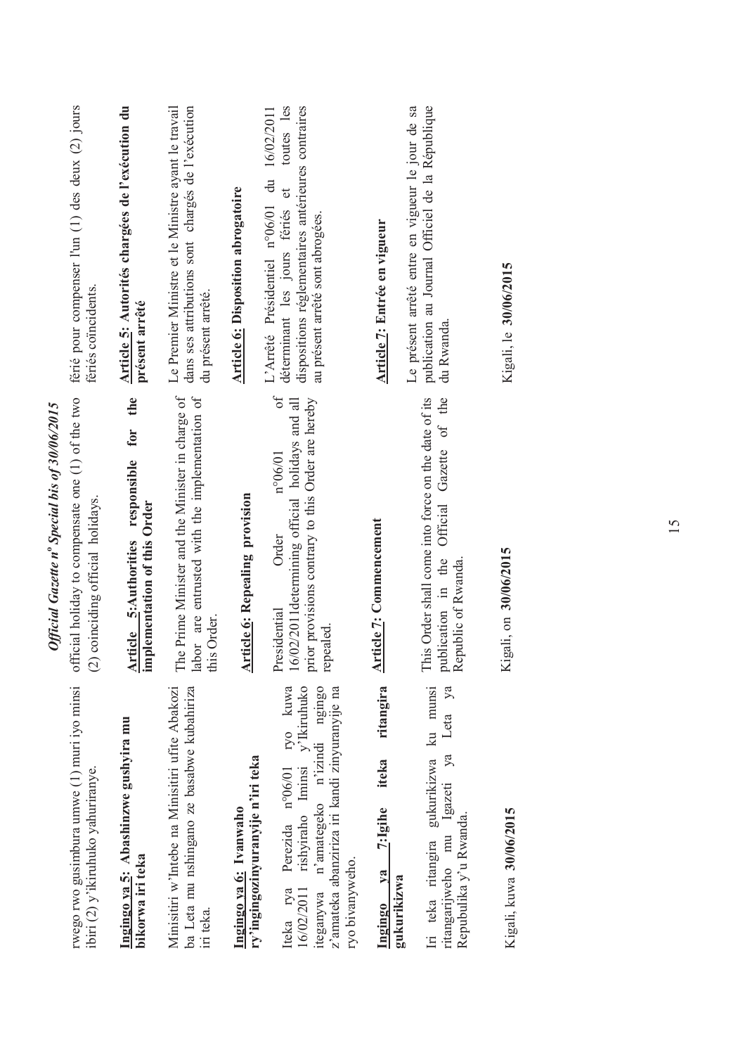rwego rwo gusimbura umwe (1) muri iyo minsi ibiri (2) y'ikiruhuko yahuriranye.

**Ingingo ya 5: Abashinzwe gushyira mu bikorwa iri teka**

Minisitiri w'Intebe na Minisitiri ufite Abakozi ba Leta mu nshingano ze basabwe kubahiriza iri teka.

**Ingingo ya 6: Ivanwaho ry'ingingozinyuranyije n'iri teka**

Iteka rya Perezida n°06/01 ryo kuwa 16/02/2011 rishyiraho Iminsi y'Ikiruhuko iteganywa n'amategeko n'izindi ngingo z'amateka abanziriza iri kandi zinyuranyije na ryo bivanyweho.

**Ingingo ya 7:Igihe iteka ritangira gukurikizwa**

Iri teka ritangira gukurikizwa ku munsi ritangarijweho mu Igazeti ya Leta ya Repubulika y'u Rwanda.

Kigali, kuwa **30/06/2015**

official holiday to compensate one (1) of the two (2) coinciding official holidays.

**Article 5:Authorities responsible for the implementation of this Order**

The Prime Minister and the Minister in charge of labor are entrusted with the implementation of this Order.

**Article 6: Repealing provision**

Presidential Order n°06/01 of 16/02/2011determining official holidays and all prior provisions contrary to this Order are hereby repealed.

**Article 7: Commencement**

This Order shall come into force on the date of its publication in the Official Gazette of the Republic of Rwanda.

Kigali, on **30/06/2015**

férié pour compenser l'un (1) des deux (2) jours fériés coïncidents.

**Article 5: Autorités chargées de l'exécution du présent arrêté**

Le Premier Ministre et le Ministre ayant le travail dans ses attributions sont chargés de l'exécution du présent arrêté.

**Article 6: Disposition abrogatoire**

L'Arrêté Présidentiel n°06/01 du 16/02/2011 déterminant les jours fériés et toutes les dispositions réglementaires antérieures contraires au présent arrêté sont abrogées.

**Article 7: Entrée en vigueur**

Le présent arrêté entre en vigueur le jour de sa publication au Journal Officiel de la République du Rwanda.

Kigali, le **30/06/2015**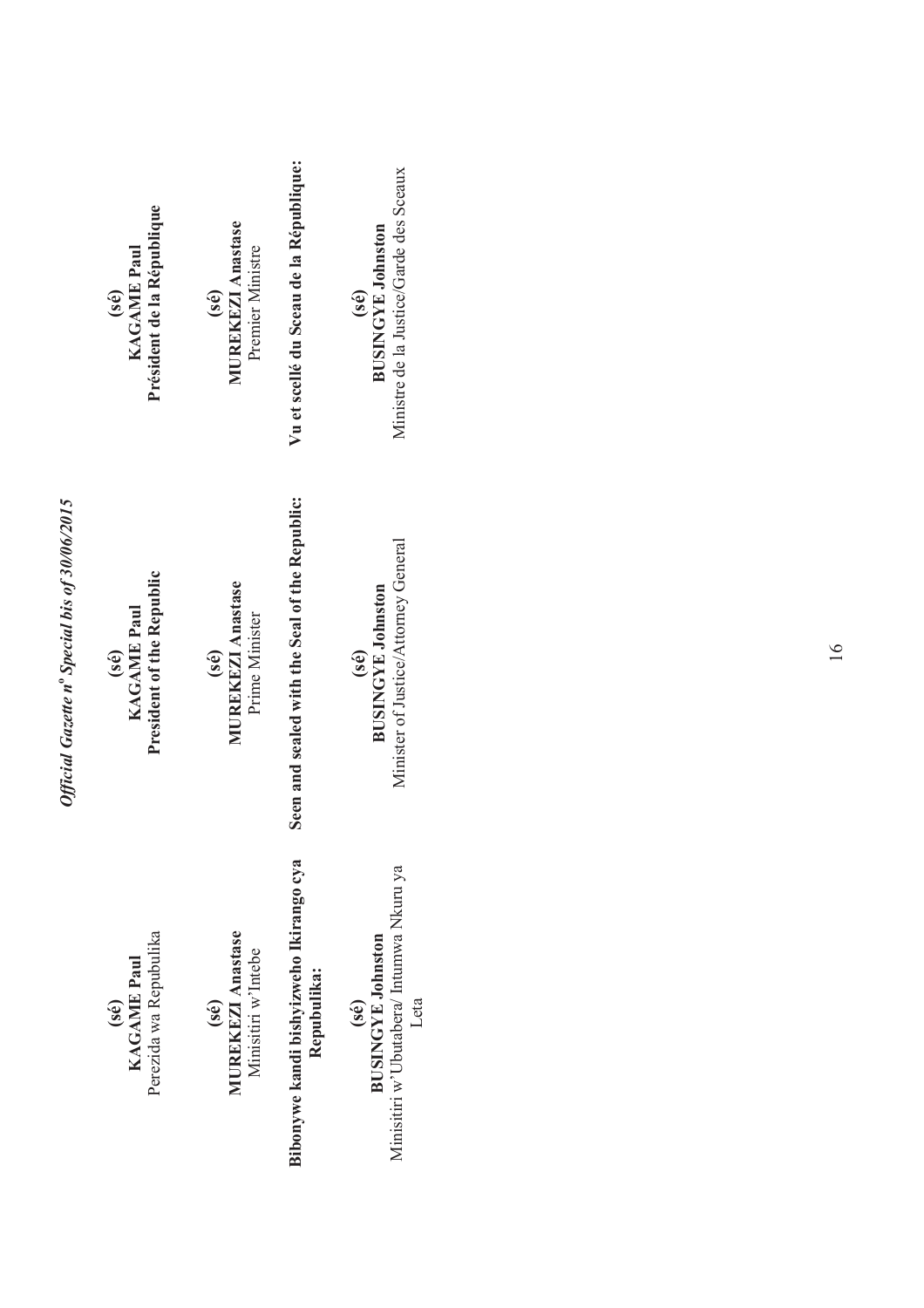**(sé)**
**KAGAME Paul**
Perezida wa Repubulika

**(sé)**
**MUREKEZI Anastase**
Minisitiri w'Intebe

**Bibonywe kandi bishyizweho Ikirango cya Repubulika:**

**(sé)**
**BUSINGYE Johnston**
Minisitiri w'Ubutabera/ Intumwa Nkuru ya Leta

**(sé)**
**KAGAME Paul**
**President of the Republic**

**(sé)**
**MUREKEZI Anastase**
Prime Minister

**Seen and sealed with the Seal of the Republic:**

**(sé)**
**BUSINGYE Johnston**
Minister of Justice/Attorney General

**(sé)**
**KAGAME Paul**
**Président de la République**

**(sé)**
**MUREKEZI Anastase**
Premier Ministre

**Vu et scellé du Sceau de la République:**

**(sé)**
**BUSINGYE Johnston**
Ministre de la Justice/Garde des Sceaux